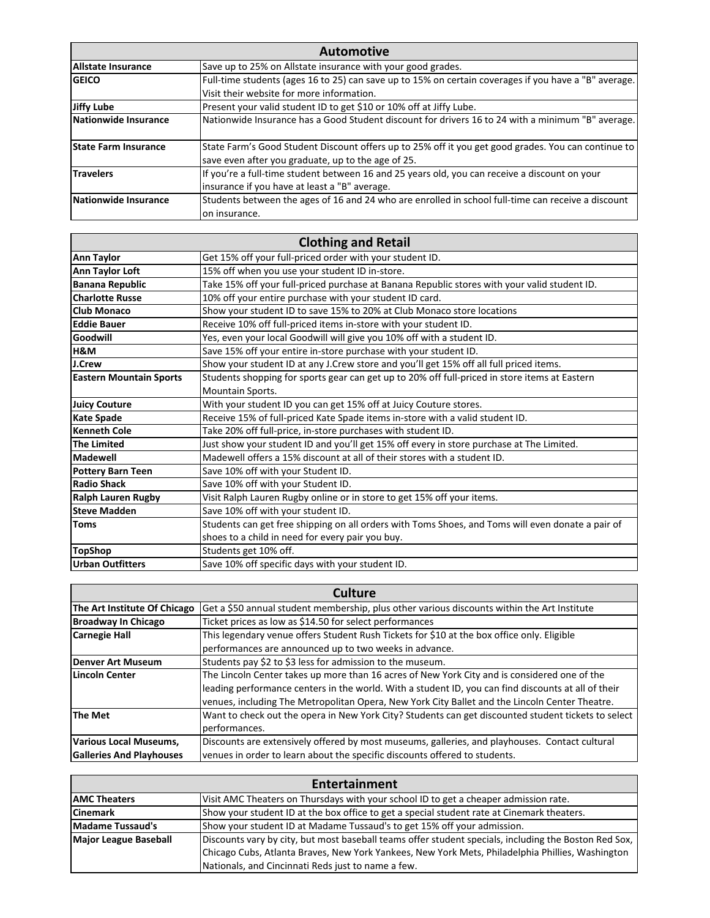| Automotive | |
|---|---|
| **Allstate Insurance** | Save up to 25% on Allstate insurance with your good grades. |
| **GEICO** | Full-time students (ages 16 to 25) can save up to 15% on certain coverages if you have a "B" average. Visit their website for more information. |
| **Jiffy Lube** | Present your valid student ID to get $10 or 10% off at Jiffy Lube. |
| **Nationwide Insurance** | Nationwide Insurance has a Good Student discount for drivers 16 to 24 with a minimum "B" average. |
| **State Farm Insurance** | State Farm's Good Student Discount offers up to 25% off it you get good grades. You can continue to save even after you graduate, up to the age of 25. |
| **Travelers** | If you're a full-time student between 16 and 25 years old, you can receive a discount on your insurance if you have at least a "B" average. |
| **Nationwide Insurance** | Students between the ages of 16 and 24 who are enrolled in school full-time can receive a discount on insurance. |

| Clothing and Retail | |
|---|---|
| **Ann Taylor** | Get 15% off your full-priced order with your student ID. |
| **Ann Taylor Loft** | 15% off when you use your student ID in-store. |
| **Banana Republic** | Take 15% off your full-priced purchase at Banana Republic stores with your valid student ID. |
| **Charlotte Russe** | 10% off your entire purchase with your student ID card. |
| **Club Monaco** | Show your student ID to save 15% to 20% at Club Monaco store locations |
| **Eddie Bauer** | Receive 10% off full-priced items in-store with your student ID. |
| **Goodwill** | Yes, even your local Goodwill will give you 10% off with a student ID. |
| **H&M** | Save 15% off your entire in-store purchase with your student ID. |
| **J.Crew** | Show your student ID at any J.Crew store and you'll get 15% off all full priced items. |
| **Eastern Mountain Sports** | Students shopping for sports gear can get up to 20% off full-priced in store items at Eastern Mountain Sports. |
| **Juicy Couture** | With your student ID you can get 15% off at Juicy Couture stores. |
| **Kate Spade** | Receive 15% of full-priced Kate Spade items in-store with a valid student ID. |
| **Kenneth Cole** | Take 20% off full-price, in-store purchases with student ID. |
| **The Limited** | Just show your student ID and you'll get 15% off every in store purchase at The Limited. |
| **Madewell** | Madewell offers a 15% discount at all of their stores with a student ID. |
| **Pottery Barn Teen** | Save 10% off with your Student ID. |
| **Radio Shack** | Save 10% off with your Student ID. |
| **Ralph Lauren Rugby** | Visit Ralph Lauren Rugby online or in store to get 15% off your items. |
| **Steve Madden** | Save 10% off with your student ID. |
| **Toms** | Students can get free shipping on all orders with Toms Shoes, and Toms will even donate a pair of shoes to a child in need for every pair you buy. |
| **TopShop** | Students get 10% off. |
| **Urban Outfitters** | Save 10% off specific days with your student ID. |

| Culture | |
|---|---|
| **The Art Institute Of Chicago** | Get a $50 annual student membership, plus other various discounts within the Art Institute |
| **Broadway In Chicago** | Ticket prices as low as $14.50 for select performances |
| **Carnegie Hall** | This legendary venue offers Student Rush Tickets for $10 at the box office only. Eligible performances are announced up to two weeks in advance. |
| **Denver Art Museum** | Students pay $2 to $3 less for admission to the museum. |
| **Lincoln Center** | The Lincoln Center takes up more than 16 acres of New York City and is considered one of the leading performance centers in the world. With a student ID, you can find discounts at all of their venues, including The Metropolitan Opera, New York City Ballet and the Lincoln Center Theatre. |
| **The Met** | Want to check out the opera in New York City? Students can get discounted student tickets to select performances. |
| **Various Local Museums, Galleries And Playhouses** | Discounts are extensively offered by most museums, galleries, and playhouses. Contact cultural venues in order to learn about the specific discounts offered to students. |

| Entertainment | |
|---|---|
| **AMC Theaters** | Visit AMC Theaters on Thursdays with your school ID to get a cheaper admission rate. |
| **Cinemark** | Show your student ID at the box office to get a special student rate at Cinemark theaters. |
| **Madame Tussaud's** | Show your student ID at Madame Tussaud's to get 15% off your admission. |
| **Major League Baseball** | Discounts vary by city, but most baseball teams offer student specials, including the Boston Red Sox, Chicago Cubs, Atlanta Braves, New York Yankees, New York Mets, Philadelphia Phillies, Washington Nationals, and Cincinnati Reds just to name a few. |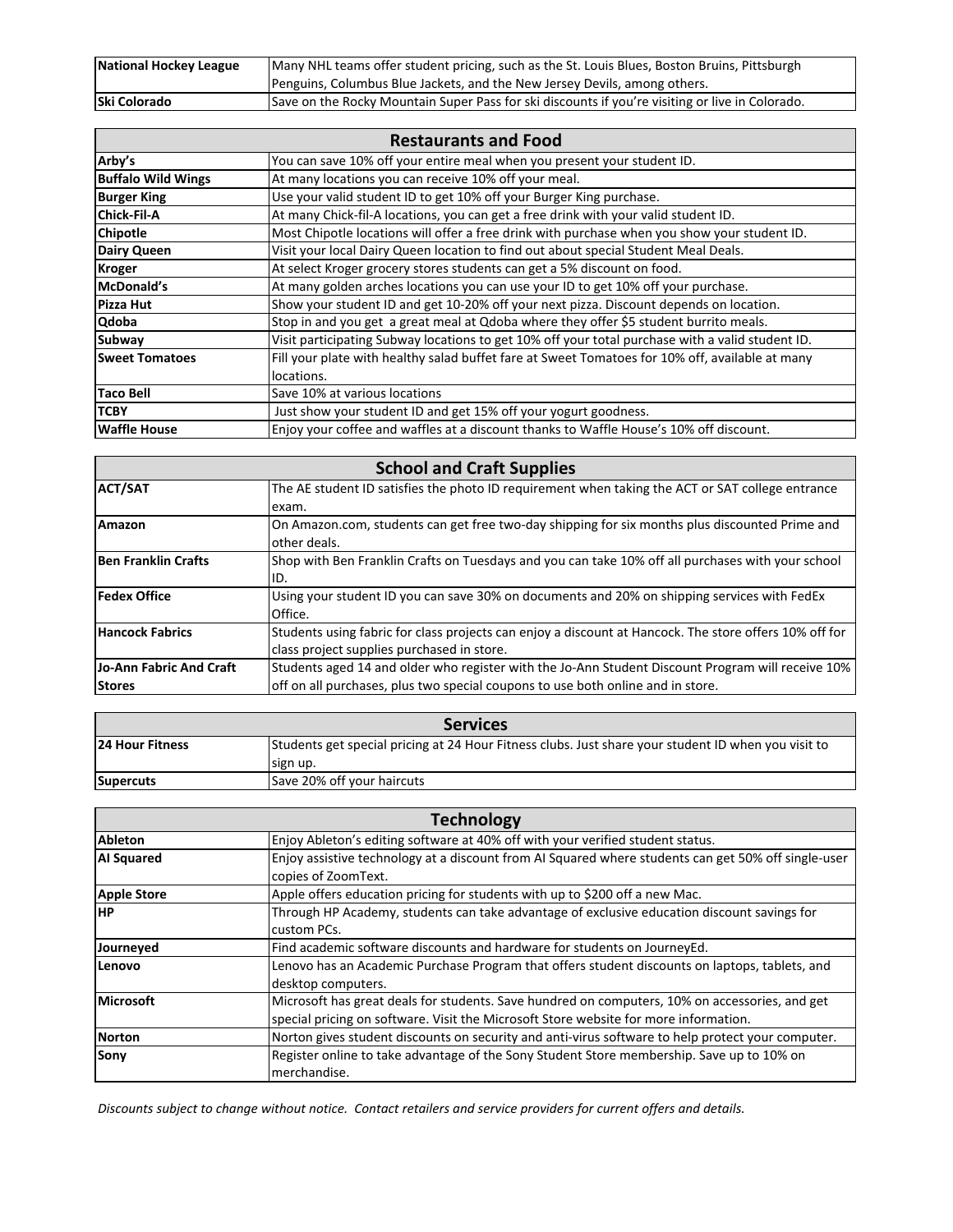| | |
|---|---|
| **National Hockey League** | Many NHL teams offer student pricing, such as the St. Louis Blues, Boston Bruins, Pittsburgh Penguins, Columbus Blue Jackets, and the New Jersey Devils, among others. |
| **Ski Colorado** | Save on the Rocky Mountain Super Pass for ski discounts if you're visiting or live in Colorado. |

| **Restaurants and Food** | |
|---|---|
| **Arby's** | You can save 10% off your entire meal when you present your student ID. |
| **Buffalo Wild Wings** | At many locations you can receive 10% off your meal. |
| **Burger King** | Use your valid student ID to get 10% off your Burger King purchase. |
| **Chick-Fil-A** | At many Chick-fil-A locations, you can get a free drink with your valid student ID. |
| **Chipotle** | Most Chipotle locations will offer a free drink with purchase when you show your student ID. |
| **Dairy Queen** | Visit your local Dairy Queen location to find out about special Student Meal Deals. |
| **Kroger** | At select Kroger grocery stores students can get a 5% discount on food. |
| **McDonald's** | At many golden arches locations you can use your ID to get 10% off your purchase. |
| **Pizza Hut** | Show your student ID and get 10-20% off your next pizza. Discount depends on location. |
| **Qdoba** | Stop in and you get a great meal at Qdoba where they offer $5 student burrito meals. |
| **Subway** | Visit participating Subway locations to get 10% off your total purchase with a valid student ID. |
| **Sweet Tomatoes** | Fill your plate with healthy salad buffet fare at Sweet Tomatoes for 10% off, available at many locations. |
| **Taco Bell** | Save 10% at various locations |
| **TCBY** | Just show your student ID and get 15% off your yogurt goodness. |
| **Waffle House** | Enjoy your coffee and waffles at a discount thanks to Waffle House's 10% off discount. |

| **School and Craft Supplies** | |
|---|---|
| **ACT/SAT** | The AE student ID satisfies the photo ID requirement when taking the ACT or SAT college entrance exam. |
| **Amazon** | On Amazon.com, students can get free two-day shipping for six months plus discounted Prime and other deals. |
| **Ben Franklin Crafts** | Shop with Ben Franklin Crafts on Tuesdays and you can take 10% off all purchases with your school ID. |
| **Fedex Office** | Using your student ID you can save 30% on documents and 20% on shipping services with FedEx Office. |
| **Hancock Fabrics** | Students using fabric for class projects can enjoy a discount at Hancock. The store offers 10% off for class project supplies purchased in store. |
| **Jo-Ann Fabric And Craft Stores** | Students aged 14 and older who register with the Jo-Ann Student Discount Program will receive 10% off on all purchases, plus two special coupons to use both online and in store. |

| **Services** | |
|---|---|
| **24 Hour Fitness** | Students get special pricing at 24 Hour Fitness clubs. Just share your student ID when you visit to sign up. |
| **Supercuts** | Save 20% off your haircuts |

| **Technology** | |
|---|---|
| **Ableton** | Enjoy Ableton's editing software at 40% off with your verified student status. |
| **AI Squared** | Enjoy assistive technology at a discount from AI Squared where students can get 50% off single-user copies of ZoomText. |
| **Apple Store** | Apple offers education pricing for students with up to $200 off a new Mac. |
| **HP** | Through HP Academy, students can take advantage of exclusive education discount savings for custom PCs. |
| **Journeyed** | Find academic software discounts and hardware for students on JourneyEd. |
| **Lenovo** | Lenovo has an Academic Purchase Program that offers student discounts on laptops, tablets, and desktop computers. |
| **Microsoft** | Microsoft has great deals for students. Save hundred on computers, 10% on accessories, and get special pricing on software. Visit the Microsoft Store website for more information. |
| **Norton** | Norton gives student discounts on security and anti-virus software to help protect your computer. |
| **Sony** | Register online to take advantage of the Sony Student Store membership. Save up to 10% on merchandise. |

*Discounts subject to change without notice. Contact retailers and service providers for current offers and details.*